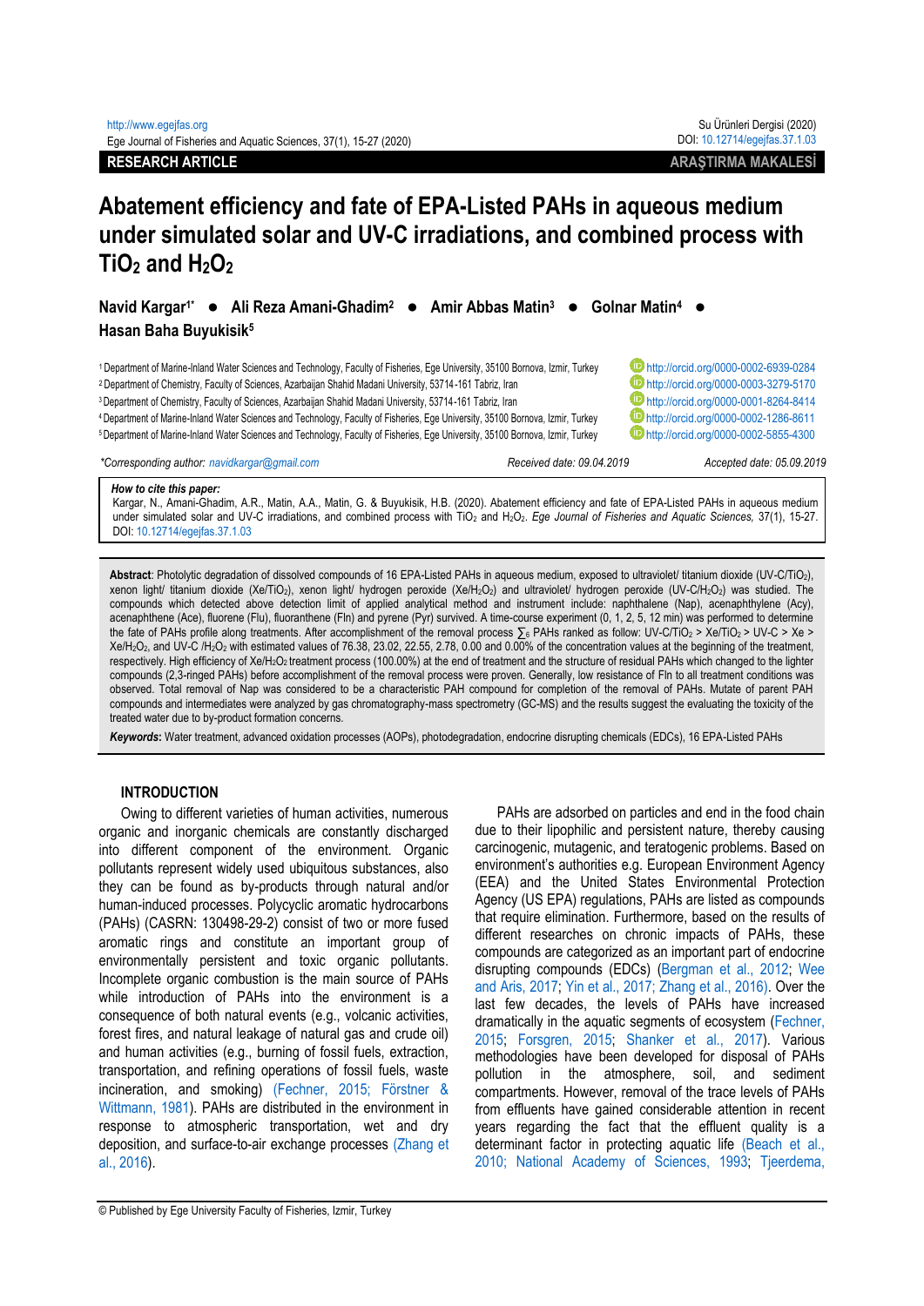RESEARCH ARTICLE | ARAŞTIRMA MAKALESİ

# Abatement efficiency and fate of EPA-Listed PAHs in aqueous medium under simulated solar and UV-C irradiations, and combined process with $TiO_2$ and $H_2O_2$

**Navid Kargar[1*] ● Ali Reza Amani-Ghadim[2] ● Amir Abbas Matin[3] ● Golnar Matin[4] ● Hasan Baha Buyukisik[5]**

[1] Department of Marine-Inland Water Sciences and Technology, Faculty of Fisheries, Ege University, 35100 Bornova, Izmir, Turkey http://orcid.org/0000-0002-6939-0284
[2] Department of Chemistry, Faculty of Sciences, Azarbaijan Shahid Madani University, 53714-161 Tabriz, Iran http://orcid.org/0000-0003-3279-5170
[3] Department of Chemistry, Faculty of Sciences, Azarbaijan Shahid Madani University, 53714-161 Tabriz, Iran http://orcid.org/0000-0001-8264-8414
[4] Department of Marine-Inland Water Sciences and Technology, Faculty of Fisheries, Ege University, 35100 Bornova, Izmir, Turkey http://orcid.org/0000-0002-1286-8611
[5] Department of Marine-Inland Water Sciences and Technology, Faculty of Fisheries, Ege University, 35100 Bornova, Izmir, Turkey http://orcid.org/0000-0002-5855-4300

*Corresponding author: navidkargar@gmail.com — Received date: 09.04.2019 — Accepted date: 05.09.2019

***How to cite this paper:***
Kargar, N., Amani-Ghadim, A.R., Matin, A.A., Matin, G. & Buyukisik, H.B. (2020). Abatement efficiency and fate of EPA-Listed PAHs in aqueous medium under simulated solar and UV-C irradiations, and combined process with $TiO_2$ and $H_2O_2$. *Ege Journal of Fisheries and Aquatic Sciences,* 37(1), 15-27. DOI: 10.12714/egejfas.37.1.03

**Abstract**: Photolytic degradation of dissolved compounds of 16 EPA-Listed PAHs in aqueous medium, exposed to ultraviolet/ titanium dioxide (UV-C/$TiO_2$), xenon light/ titanium dioxide (Xe/$TiO_2$), xenon light/ hydrogen peroxide (Xe/$H_2O_2$) and ultraviolet/ hydrogen peroxide (UV-C/$H_2O_2$) was studied. The compounds which detected above detection limit of applied analytical method and instrument include: naphthalene (Nap), acenaphthylene (Acy), acenaphthene (Ace), fluorene (Flu), fluoranthene (Fln) and pyrene (Pyr) survived. A time-course experiment (0, 1, 2, 5, 12 min) was performed to determine the fate of PAHs profile along treatments. After accomplishment of the removal process $\sum_6$ PAHs ranked as follow: UV-C/$TiO_2$ > Xe/$TiO_2$ > UV-C > Xe > Xe/$H_2O_2$, and UV-C /$H_2O_2$ with estimated values of 76.38, 23.02, 22.55, 2.78, 0.00 and 0.00% of the concentration values at the beginning of the treatment, respectively. High efficiency of Xe/$H_2O_2$ treatment process (100.00%) at the end of treatment and the structure of residual PAHs which changed to the lighter compounds (2,3-ringed PAHs) before accomplishment of the removal process were proven. Generally, low resistance of Fln to all treatment conditions was observed. Total removal of Nap was considered to be a characteristic PAH compound for completion of the removal of PAHs. Mutate of parent PAH compounds and intermediates were analyzed by gas chromatography-mass spectrometry (GC-MS) and the results suggest the evaluating the toxicity of the treated water due to by-product formation concerns.

***Keywords*:** Water treatment, advanced oxidation processes (AOPs), photodegradation, endocrine disrupting chemicals (EDCs), 16 EPA-Listed PAHs

## INTRODUCTION

Owing to different varieties of human activities, numerous organic and inorganic chemicals are constantly discharged into different component of the environment. Organic pollutants represent widely used ubiquitous substances, also they can be found as by-products through natural and/or human-induced processes. Polycyclic aromatic hydrocarbons (PAHs) (CASRN: 130498-29-2) consist of two or more fused aromatic rings and constitute an important group of environmentally persistent and toxic organic pollutants. Incomplete organic combustion is the main source of PAHs while introduction of PAHs into the environment is a consequence of both natural events (e.g., volcanic activities, forest fires, and natural leakage of natural gas and crude oil) and human activities (e.g., burning of fossil fuels, extraction, transportation, and refining operations of fossil fuels, waste incineration, and smoking) (Fechner, 2015; Förstner & Wittmann, 1981). PAHs are distributed in the environment in response to atmospheric transportation, wet and dry deposition, and surface-to-air exchange processes (Zhang et al., 2016).

PAHs are adsorbed on particles and end in the food chain due to their lipophilic and persistent nature, thereby causing carcinogenic, mutagenic, and teratogenic problems. Based on environment's authorities e.g. European Environment Agency (EEA) and the United States Environmental Protection Agency (US EPA) regulations, PAHs are listed as compounds that require elimination. Furthermore, based on the results of different researches on chronic impacts of PAHs, these compounds are categorized as an important part of endocrine disrupting compounds (EDCs) (Bergman et al., 2012; Wee and Aris, 2017; Yin et al., 2017; Zhang et al., 2016). Over the last few decades, the levels of PAHs have increased dramatically in the aquatic segments of ecosystem (Fechner, 2015; Forsgren, 2015; Shanker et al., 2017). Various methodologies have been developed for disposal of PAHs pollution in the atmosphere, soil, and sediment compartments. However, removal of the trace levels of PAHs from effluents have gained considerable attention in recent years regarding the fact that the effluent quality is a determinant factor in protecting aquatic life (Beach et al., 2010; National Academy of Sciences, 1993; Tjeerdema,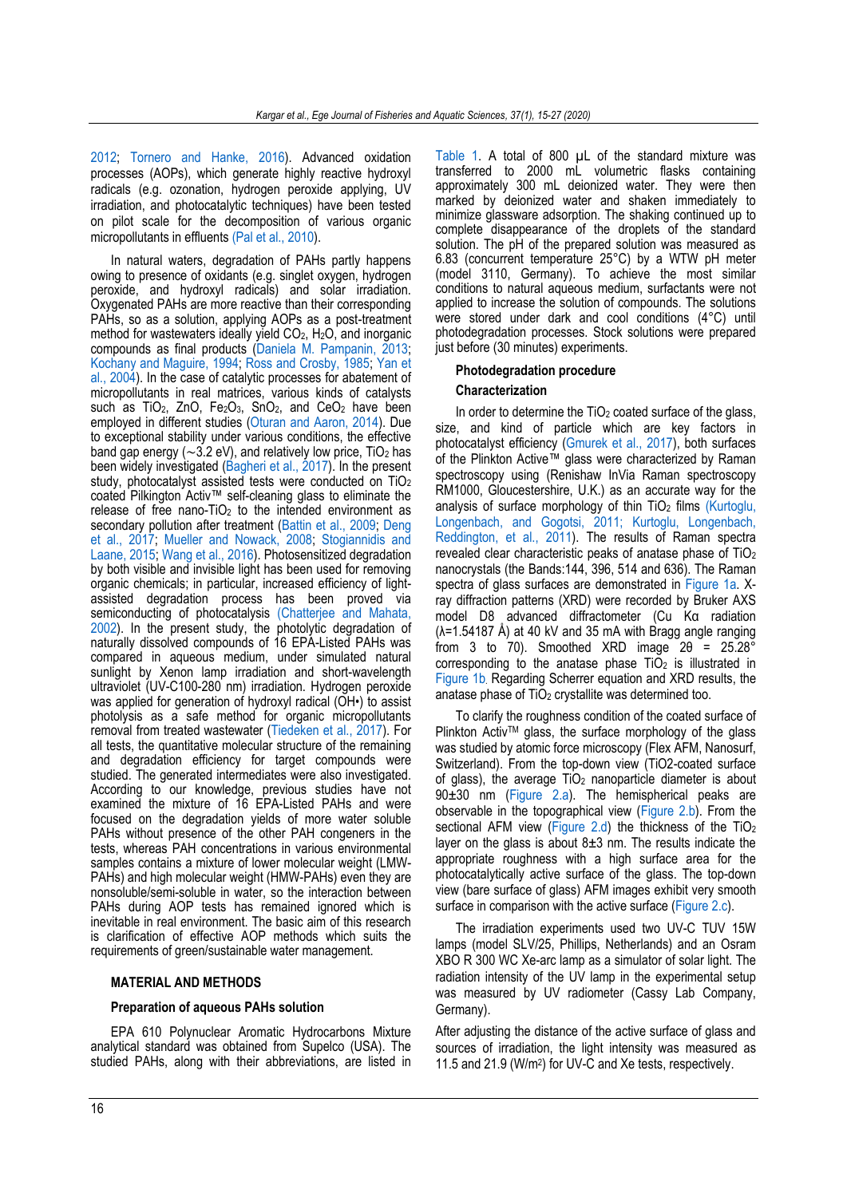2012; Tornero and Hanke, 2016). Advanced oxidation processes (AOPs), which generate highly reactive hydroxyl radicals (e.g. ozonation, hydrogen peroxide applying, UV irradiation, and photocatalytic techniques) have been tested on pilot scale for the decomposition of various organic micropollutants in effluents (Pal et al., 2010).

In natural waters, degradation of PAHs partly happens owing to presence of oxidants (e.g. singlet oxygen, hydrogen peroxide, and hydroxyl radicals) and solar irradiation. Oxygenated PAHs are more reactive than their corresponding PAHs, so as a solution, applying AOPs as a post-treatment method for wastewaters ideally yield $CO_2$, $H_2O$, and inorganic compounds as final products (Daniela M. Pampanin, 2013; Kochany and Maguire, 1994; Ross and Crosby, 1985; Yan et al., 2004). In the case of catalytic processes for abatement of micropollutants in real matrices, various kinds of catalysts such as $TiO_2$, ZnO, $Fe_2O_3$, $SnO_2$, and $CeO_2$ have been employed in different studies (Oturan and Aaron, 2014). Due to exceptional stability under various conditions, the effective band gap energy (~3.2 eV), and relatively low price, $TiO_2$ has been widely investigated (Bagheri et al., 2017). In the present study, photocatalyst assisted tests were conducted on $TiO_2$ coated Pilkington Activ™ self-cleaning glass to eliminate the release of free nano-$TiO_2$ to the intended environment as secondary pollution after treatment (Battin et al., 2009; Deng et al., 2017; Mueller and Nowack, 2008; Stogiannidis and Laane, 2015; Wang et al., 2016). Photosensitized degradation by both visible and invisible light has been used for removing organic chemicals; in particular, increased efficiency of light-assisted degradation process has been proved via semiconducting of photocatalysis (Chatterjee and Mahata, 2002). In the present study, the photolytic degradation of naturally dissolved compounds of 16 EPA-Listed PAHs was compared in aqueous medium, under simulated natural sunlight by Xenon lamp irradiation and short-wavelength ultraviolet (UV-C100-280 nm) irradiation. Hydrogen peroxide was applied for generation of hydroxyl radical (OH•) to assist photolysis as a safe method for organic micropollutants removal from treated wastewater (Tiedeken et al., 2017). For all tests, the quantitative molecular structure of the remaining and degradation efficiency for target compounds were studied. The generated intermediates were also investigated. According to our knowledge, previous studies have not examined the mixture of 16 EPA-Listed PAHs and were focused on the degradation yields of more water soluble PAHs without presence of the other PAH congeners in the tests, whereas PAH concentrations in various environmental samples contains a mixture of lower molecular weight (LMW-PAHs) and high molecular weight (HMW-PAHs) even they are nonsoluble/semi-soluble in water, so the interaction between PAHs during AOP tests has remained ignored which is inevitable in real environment. The basic aim of this research is clarification of effective AOP methods which suits the requirements of green/sustainable water management.

## MATERIAL AND METHODS

### Preparation of aqueous PAHs solution

EPA 610 Polynuclear Aromatic Hydrocarbons Mixture analytical standard was obtained from Supelco (USA). The studied PAHs, along with their abbreviations, are listed in Table 1. A total of 800 μL of the standard mixture was transferred to 2000 mL volumetric flasks containing approximately 300 mL deionized water. They were then marked by deionized water and shaken immediately to minimize glassware adsorption. The shaking continued up to complete disappearance of the droplets of the standard solution. The pH of the prepared solution was measured as 6.83 (concurrent temperature 25°C) by a WTW pH meter (model 3110, Germany). To achieve the most similar conditions to natural aqueous medium, surfactants were not applied to increase the solution of compounds. The solutions were stored under dark and cool conditions (4°C) until photodegradation processes. Stock solutions were prepared just before (30 minutes) experiments.

### Photodegradation procedure

### Characterization

In order to determine the $TiO_2$ coated surface of the glass, size, and kind of particle which are key factors in photocatalyst efficiency (Gmurek et al., 2017), both surfaces of the Plinkton Active™ glass were characterized by Raman spectroscopy using (Renishaw InVia Raman spectroscopy RM1000, Gloucestershire, U.K.) as an accurate way for the analysis of surface morphology of thin $TiO_2$ films (Kurtoglu, Longenbach, and Gogotsi, 2011; Kurtoglu, Longenbach, Reddington, et al., 2011). The results of Raman spectra revealed clear characteristic peaks of anatase phase of $TiO_2$ nanocrystals (the Bands:144, 396, 514 and 636). The Raman spectra of glass surfaces are demonstrated in Figure 1a. X-ray diffraction patterns (XRD) were recorded by Bruker AXS model D8 advanced diffractometer (Cu Kα radiation (λ=1.54187 Å) at 40 kV and 35 mA with Bragg angle ranging from 3 to 70). Smoothed XRD image 2θ = 25.28° corresponding to the anatase phase $TiO_2$ is illustrated in Figure 1b. Regarding Scherrer equation and XRD results, the anatase phase of $TiO_2$ crystallite was determined too.

To clarify the roughness condition of the coated surface of Plinkton Activ™ glass, the surface morphology of the glass was studied by atomic force microscopy (Flex AFM, Nanosurf, Switzerland). From the top-down view (TiO2-coated surface of glass), the average $TiO_2$ nanoparticle diameter is about 90±30 nm (Figure 2.a). The hemispherical peaks are observable in the topographical view (Figure 2.b). From the sectional AFM view (Figure 2.d) the thickness of the $TiO_2$ layer on the glass is about 8±3 nm. The results indicate the appropriate roughness with a high surface area for the photocatalytically active surface of the glass. The top-down view (bare surface of glass) AFM images exhibit very smooth surface in comparison with the active surface (Figure 2.c).

The irradiation experiments used two UV-C TUV 15W lamps (model SLV/25, Phillips, Netherlands) and an Osram XBO R 300 WC Xe-arc lamp as a simulator of solar light. The radiation intensity of the UV lamp in the experimental setup was measured by UV radiometer (Cassy Lab Company, Germany).

After adjusting the distance of the active surface of glass and sources of irradiation, the light intensity was measured as 11.5 and 21.9 ($W/m^2$) for UV-C and Xe tests, respectively.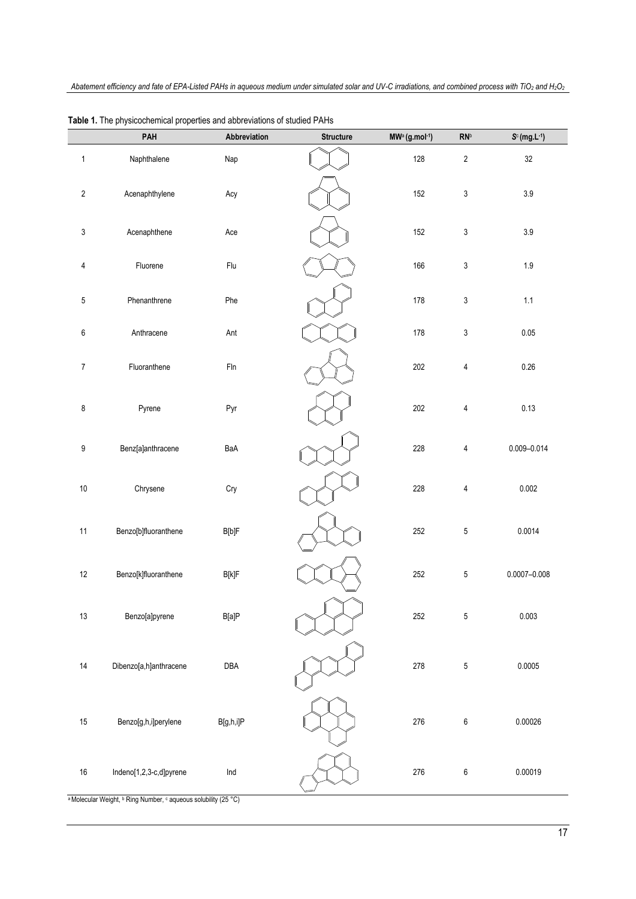**Table 1.** The physicochemical properties and abbreviations of studied PAHs

| | PAH | Abbreviation | Structure | MW[a] ($g.mol^{-1}$) | RN[b] | S[c] ($mg.L^{-1}$) |
|---|---|---|---|---|---|---|
| 1 | Naphthalene | Nap | | 128 | 2 | 32 |
| 2 | Acenaphthylene | Acy | | 152 | 3 | 3.9 |
| 3 | Acenaphthene | Ace | | 152 | 3 | 3.9 |
| 4 | Fluorene | Flu | | 166 | 3 | 1.9 |
| 5 | Phenanthrene | Phe | | 178 | 3 | 1.1 |
| 6 | Anthracene | Ant | | 178 | 3 | 0.05 |
| 7 | Fluoranthene | Fln | | 202 | 4 | 0.26 |
| 8 | Pyrene | Pyr | | 202 | 4 | 0.13 |
| 9 | Benz[a]anthracene | BaA | | 228 | 4 | 0.009–0.014 |
| 10 | Chrysene | Cry | | 228 | 4 | 0.002 |
| 11 | Benzo[b]fluoranthene | B[b]F | | 252 | 5 | 0.0014 |
| 12 | Benzo[k]fluoranthene | B[k]F | | 252 | 5 | 0.0007–0.008 |
| 13 | Benzo[a]pyrene | B[a]P | | 252 | 5 | 0.003 |
| 14 | Dibenzo[a,h]anthracene | DBA | | 278 | 5 | 0.0005 |
| 15 | Benzo[g,h,i]perylene | B[g,h,i]P | | 276 | 6 | 0.00026 |
| 16 | Indeno[1,2,3-c,d]pyrene | Ind | | 276 | 6 | 0.00019 |

[a] Molecular Weight, [b] Ring Number, [c] aqueous solubility (25 °C)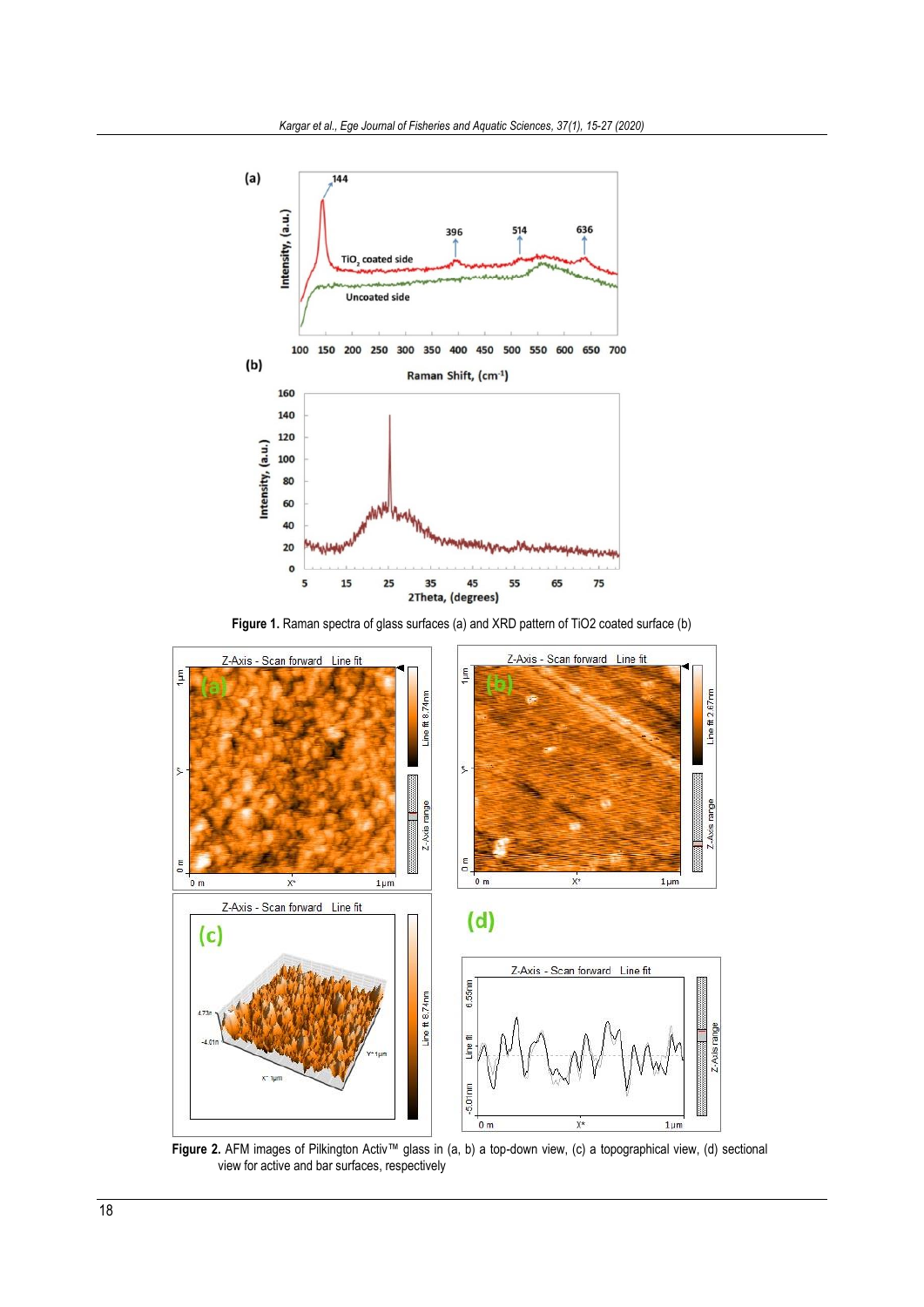**Figure 1.** Raman spectra of glass surfaces (a) and XRD pattern of TiO2 coated surface (b)

**Figure 2.** AFM images of Pilkington Activ™ glass in (a, b) a top-down view, (c) a topographical view, (d) sectional view for active and bar surfaces, respectively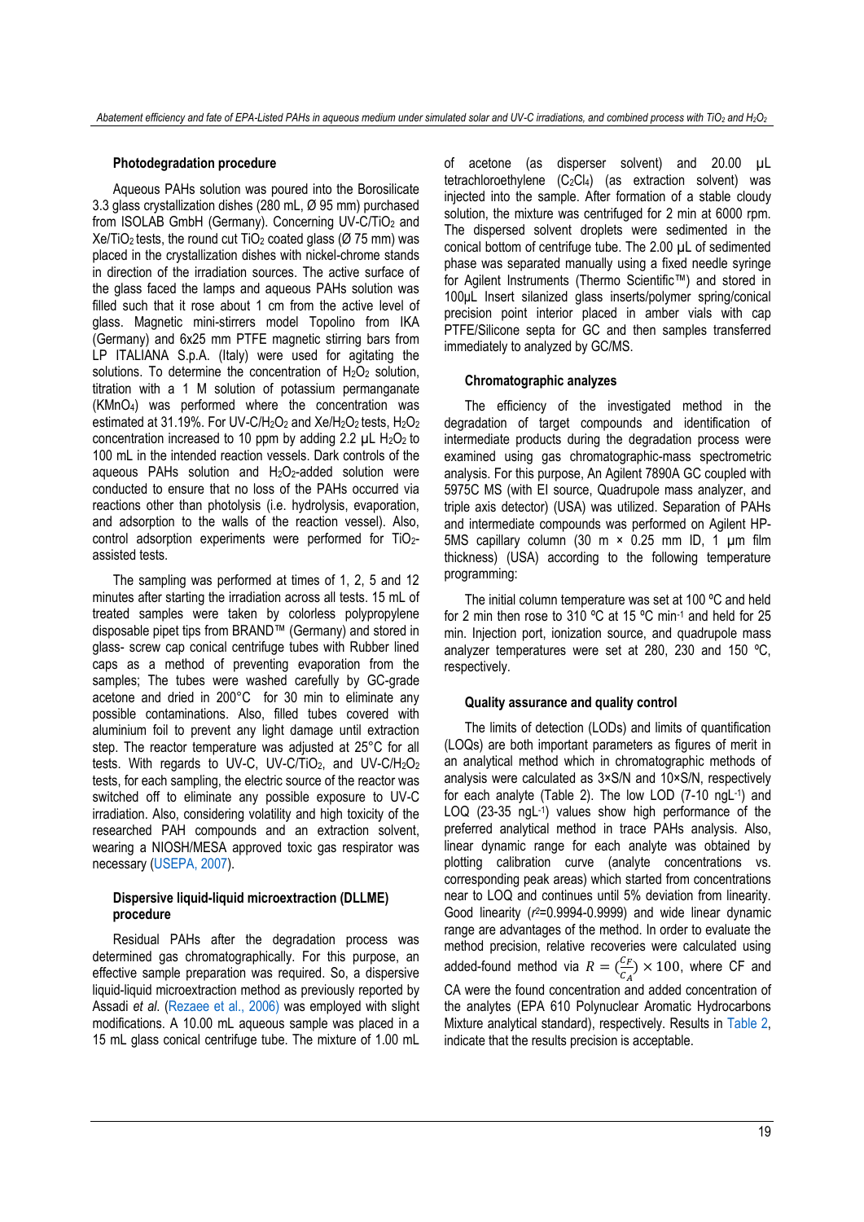### Photodegradation procedure

Aqueous PAHs solution was poured into the Borosilicate 3.3 glass crystallization dishes (280 mL, Ø 95 mm) purchased from ISOLAB GmbH (Germany). Concerning UV-C/$TiO_2$ and Xe/$TiO_2$ tests, the round cut $TiO_2$ coated glass (Ø 75 mm) was placed in the crystallization dishes with nickel-chrome stands in direction of the irradiation sources. The active surface of the glass faced the lamps and aqueous PAHs solution was filled such that it rose about 1 cm from the active level of glass. Magnetic mini-stirrers model Topolino from IKA (Germany) and 6x25 mm PTFE magnetic stirring bars from LP ITALIANA S.p.A. (Italy) were used for agitating the solutions. To determine the concentration of $H_2O_2$ solution, titration with a 1 M solution of potassium permanganate ($KMnO_4$) was performed where the concentration was estimated at 31.19%. For UV-C/$H_2O_2$ and Xe/$H_2O_2$ tests, $H_2O_2$ concentration increased to 10 ppm by adding 2.2 µL $H_2O_2$ to 100 mL in the intended reaction vessels. Dark controls of the aqueous PAHs solution and $H_2O_2$-added solution were conducted to ensure that no loss of the PAHs occurred via reactions other than photolysis (i.e. hydrolysis, evaporation, and adsorption to the walls of the reaction vessel). Also, control adsorption experiments were performed for $TiO_2$-assisted tests.

The sampling was performed at times of 1, 2, 5 and 12 minutes after starting the irradiation across all tests. 15 mL of treated samples were taken by colorless polypropylene disposable pipet tips from BRAND™ (Germany) and stored in glass- screw cap conical centrifuge tubes with Rubber lined caps as a method of preventing evaporation from the samples; The tubes were washed carefully by GC-grade acetone and dried in 200°C for 30 min to eliminate any possible contaminations. Also, filled tubes covered with aluminium foil to prevent any light damage until extraction step. The reactor temperature was adjusted at 25°C for all tests. With regards to UV-C, UV-C/$TiO_2$, and UV-C/$H_2O_2$ tests, for each sampling, the electric source of the reactor was switched off to eliminate any possible exposure to UV-C irradiation. Also, considering volatility and high toxicity of the researched PAH compounds and an extraction solvent, wearing a NIOSH/MESA approved toxic gas respirator was necessary (USEPA, 2007).

### Dispersive liquid-liquid microextraction (DLLME) procedure

Residual PAHs after the degradation process was determined gas chromatographically. For this purpose, an effective sample preparation was required. So, a dispersive liquid-liquid microextraction method as previously reported by Assadi *et al*. (Rezaee et al., 2006) was employed with slight modifications. A 10.00 mL aqueous sample was placed in a 15 mL glass conical centrifuge tube. The mixture of 1.00 mL of acetone (as disperser solvent) and 20.00 µL tetrachloroethylene ($C_2Cl_4$) (as extraction solvent) was injected into the sample. After formation of a stable cloudy solution, the mixture was centrifuged for 2 min at 6000 rpm. The dispersed solvent droplets were sedimented in the conical bottom of centrifuge tube. The 2.00 µL of sedimented phase was separated manually using a fixed needle syringe for Agilent Instruments (Thermo Scientific™) and stored in 100µL Insert silanized glass inserts/polymer spring/conical precision point interior placed in amber vials with cap PTFE/Silicone septa for GC and then samples transferred immediately to analyzed by GC/MS.

### Chromatographic analyzes

The efficiency of the investigated method in the degradation of target compounds and identification of intermediate products during the degradation process were examined using gas chromatographic-mass spectrometric analysis. For this purpose, An Agilent 7890A GC coupled with 5975C MS (with EI source, Quadrupole mass analyzer, and triple axis detector) (USA) was utilized. Separation of PAHs and intermediate compounds was performed on Agilent HP-5MS capillary column (30 m × 0.25 mm ID, 1 µm film thickness) (USA) according to the following temperature programming:

The initial column temperature was set at 100 ºC and held for 2 min then rose to 310 ºC at 15 ºC $min^{-1}$ and held for 25 min. Injection port, ionization source, and quadrupole mass analyzer temperatures were set at 280, 230 and 150 ºC, respectively.

### Quality assurance and quality control

The limits of detection (LODs) and limits of quantification (LOQs) are both important parameters as figures of merit in an analytical method which in chromatographic methods of analysis were calculated as 3×S/N and 10×S/N, respectively for each analyte (Table 2). The low LOD (7-10 $ngL^{-1}$) and LOQ (23-35 $ngL^{-1}$) values show high performance of the preferred analytical method in trace PAHs analysis. Also, linear dynamic range for each analyte was obtained by plotting calibration curve (analyte concentrations vs. corresponding peak areas) which started from concentrations near to LOQ and continues until 5% deviation from linearity. Good linearity ($r^2$=0.9994-0.9999) and wide linear dynamic range are advantages of the method. In order to evaluate the method precision, relative recoveries were calculated using added-found method via $R = (\frac{C_F}{C_A}) \times 100$, where CF and CA were the found concentration and added concentration of the analytes (EPA 610 Polynuclear Aromatic Hydrocarbons Mixture analytical standard), respectively. Results in Table 2, indicate that the results precision is acceptable.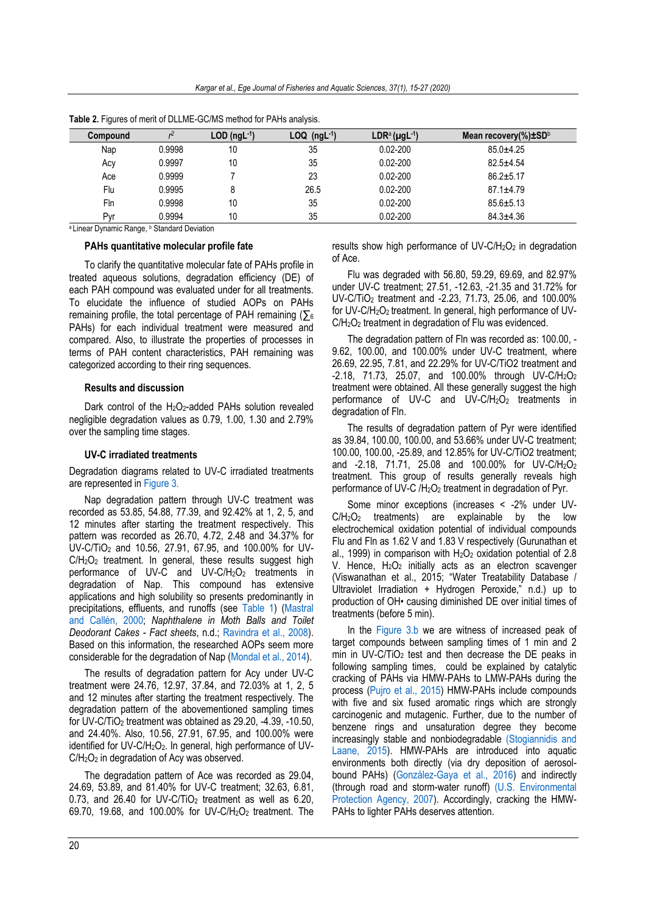**Table 2.** Figures of merit of DLLME-GC/MS method for PAHs analysis.

| Compound | $r^2$ | LOD ($ngL^{-1}$) | LOQ ($ngL^{-1}$) | LDR[a] ($\mu gL^{-1}$) | Mean recovery(%)±SD[b] |
|---|---|---|---|---|---|
| Nap | 0.9998 | 10 | 35 | 0.02-200 | 85.0±4.25 |
| Acy | 0.9997 | 10 | 35 | 0.02-200 | 82.5±4.54 |
| Ace | 0.9999 | 7 | 23 | 0.02-200 | 86.2±5.17 |
| Flu | 0.9995 | 8 | 26.5 | 0.02-200 | 87.1±4.79 |
| Fln | 0.9998 | 10 | 35 | 0.02-200 | 85.6±5.13 |
| Pyr | 0.9994 | 10 | 35 | 0.02-200 | 84.3±4.36 |

[a] Linear Dynamic Range, [b] Standard Deviation

### PAHs quantitative molecular profile fate

To clarify the quantitative molecular fate of PAHs profile in treated aqueous solutions, degradation efficiency (DE) of each PAH compound was evaluated under for all treatments. To elucidate the influence of studied AOPs on PAHs remaining profile, the total percentage of PAH remaining ($\sum_6$ PAHs) for each individual treatment were measured and compared. Also, to illustrate the properties of processes in terms of PAH content characteristics, PAH remaining was categorized according to their ring sequences.

## Results and discussion

Dark control of the $H_2O_2$-added PAHs solution revealed negligible degradation values as 0.79, 1.00, 1.30 and 2.79% over the sampling time stages.

### UV-C irradiated treatments

Degradation diagrams related to UV-C irradiated treatments are represented in Figure 3.

Nap degradation pattern through UV-C treatment was recorded as 53.85, 54.88, 77.39, and 92.42% at 1, 2, 5, and 12 minutes after starting the treatment respectively. This pattern was recorded as 26.70, 4.72, 2.48 and 34.37% for UV-C/$TiO_2$ and 10.56, 27.91, 67.95, and 100.00% for UV-C/$H_2O_2$ treatment. In general, these results suggest high performance of UV-C and UV-C/$H_2O_2$ treatments in degradation of Nap. This compound has extensive applications and high solubility so presents predominantly in precipitations, effluents, and runoffs (see Table 1) (Mastral and Callén, 2000; *Naphthalene in Moth Balls and Toilet Deodorant Cakes - Fact sheets*, n.d.; Ravindra et al., 2008). Based on this information, the researched AOPs seem more considerable for the degradation of Nap (Mondal et al., 2014).

The results of degradation pattern for Acy under UV-C treatment were 24.76, 12.97, 37.84, and 72.03% at 1, 2, 5 and 12 minutes after starting the treatment respectively. The degradation pattern of the abovementioned sampling times for UV-C/$TiO_2$ treatment was obtained as 29.20, -4.39, -10.50, and 24.40%. Also, 10.56, 27.91, 67.95, and 100.00% were identified for UV-C/$H_2O_2$. In general, high performance of UV-C/$H_2O_2$ in degradation of Acy was observed.

The degradation pattern of Ace was recorded as 29.04, 24.69, 53.89, and 81.40% for UV-C treatment; 32.63, 6.81, 0.73, and 26.40 for UV-C/$TiO_2$ treatment as well as 6.20, 69.70, 19.68, and 100.00% for UV-C/$H_2O_2$ treatment. The results show high performance of UV-C/$H_2O_2$ in degradation of Ace.

Flu was degraded with 56.80, 59.29, 69.69, and 82.97% under UV-C treatment; 27.51, -12.63, -21.35 and 31.72% for UV-C/TiO2 treatment and -2.23, 71.73, 25.06, and 100.00% for UV-C/$H_2O_2$ treatment. In general, high performance of UV-C/$H_2O_2$ treatment in degradation of Flu was evidenced.

The degradation pattern of Fln was recorded as: 100.00, -9.62, 100.00, and 100.00% under UV-C treatment, where 26.69, 22.95, 7.81, and 22.29% for UV-C/TiO2 treatment and -2.18, 71.73, 25.07, and 100.00% through UV-C/$H_2O_2$ treatment were obtained. All these generally suggest the high performance of UV-C and UV-C/$H_2O_2$ treatments in degradation of Fln.

The results of degradation pattern of Pyr were identified as 39.84, 100.00, 100.00, and 53.66% under UV-C treatment; 100.00, 100.00, -25.89, and 12.85% for UV-C/TiO2 treatment; and -2.18, 71.71, 25.08 and 100.00% for UV-C/$H_2O_2$ treatment. This group of results generally reveals high performance of UV-C /$H_2O_2$ treatment in degradation of Pyr.

Some minor exceptions (increases < -2% under UV-C/$H_2O_2$ treatments) are explainable by the low electrochemical oxidation potential of individual compounds Flu and Fln as 1.62 V and 1.83 V respectively (Gurunathan et al., 1999) in comparison with $H_2O_2$ oxidation potential of 2.8 V. Hence, $H_2O_2$ initially acts as an electron scavenger (Viswanathan et al., 2015; "Water Treatability Database / Ultraviolet Irradiation + Hydrogen Peroxide," n.d.) up to production of OH• causing diminished DE over initial times of treatments (before 5 min).

In the Figure 3.b we are witness of increased peak of target compounds between sampling times of 1 min and 2 min in UV-C/$TiO_2$ test and then decrease the DE peaks in following sampling times, could be explained by catalytic cracking of PAHs via HMW-PAHs to LMW-PAHs during the process (Pujro et al., 2015) HMW-PAHs include compounds with five and six fused aromatic rings which are strongly carcinogenic and mutagenic. Further, due to the number of benzene rings and unsaturation degree they become increasingly stable and nonbiodegradable (Stogiannidis and Laane, 2015). HMW-PAHs are introduced into aquatic environments both directly (via dry deposition of aerosol-bound PAHs) (González-Gaya et al., 2016) and indirectly (through road and storm-water runoff) (U.S. Environmental Protection Agency, 2007). Accordingly, cracking the HMW-PAHs to lighter PAHs deserves attention.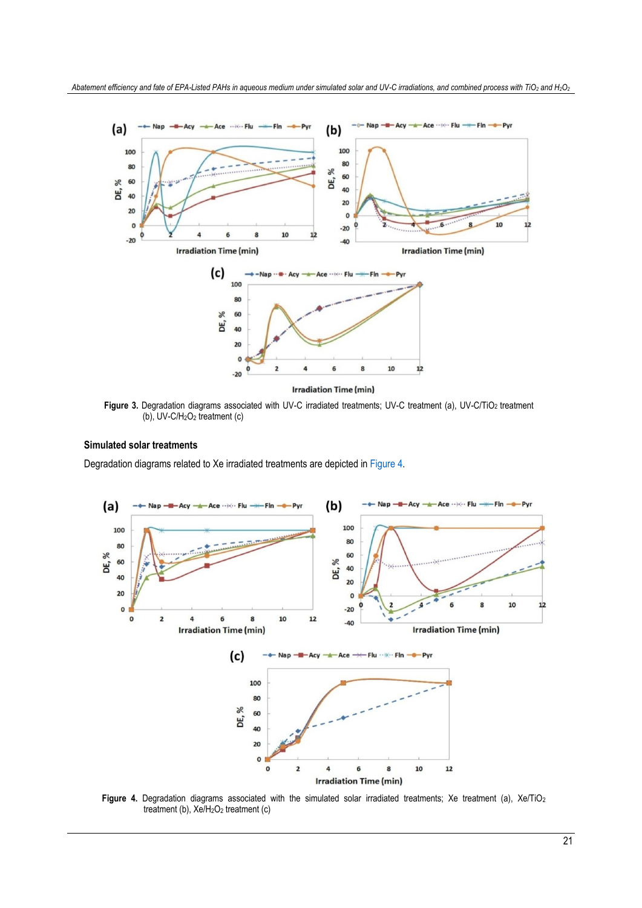**Figure 3.** Degradation diagrams associated with UV-C irradiated treatments; UV-C treatment (a), UV-C/$TiO_2$ treatment (b), UV-C/$H_2O_2$ treatment (c)

### Simulated solar treatments

Degradation diagrams related to Xe irradiated treatments are depicted in Figure 4.

**Figure 4.** Degradation diagrams associated with the simulated solar irradiated treatments; Xe treatment (a), Xe/$TiO_2$ treatment (b), Xe/$H_2O_2$ treatment (c)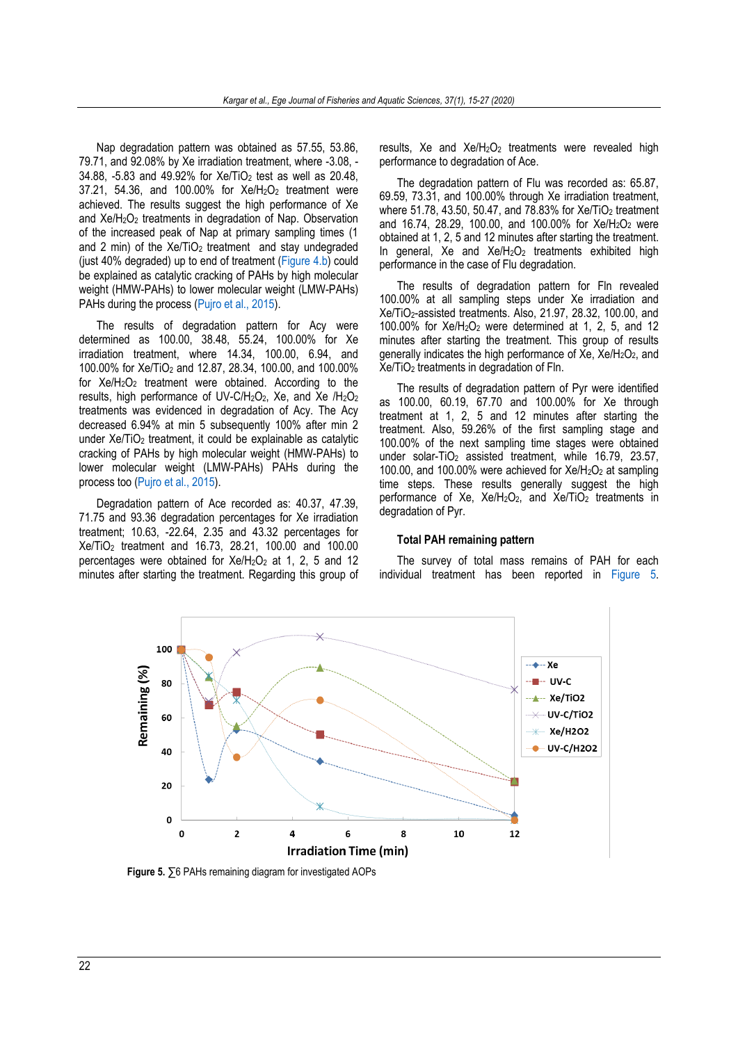Nap degradation pattern was obtained as 57.55, 53.86, 79.71, and 92.08% by Xe irradiation treatment, where -3.08, -34.88, -5.83 and 49.92% for Xe/$TiO_2$ test as well as 20.48, 37.21, 54.36, and 100.00% for Xe/$H_2O_2$ treatment were achieved. The results suggest the high performance of Xe and Xe/$H_2O_2$ treatments in degradation of Nap. Observation of the increased peak of Nap at primary sampling times (1 and 2 min) of the Xe/$TiO_2$ treatment and stay undegraded (just 40% degraded) up to end of treatment (Figure 4.b) could be explained as catalytic cracking of PAHs by high molecular weight (HMW-PAHs) to lower molecular weight (LMW-PAHs) PAHs during the process (Pujro et al., 2015).

The results of degradation pattern for Acy were determined as 100.00, 38.48, 55.24, 100.00% for Xe irradiation treatment, where 14.34, 100.00, 6.94, and 100.00% for Xe/$TiO_2$ and 12.87, 28.34, 100.00, and 100.00% for Xe/$H_2O_2$ treatment were obtained. According to the results, high performance of UV-C/$H_2O_2$, Xe, and Xe /$H_2O_2$ treatments was evidenced in degradation of Acy. The Acy decreased 6.94% at min 5 subsequently 100% after min 2 under Xe/$TiO_2$ treatment, it could be explainable as catalytic cracking of PAHs by high molecular weight (HMW-PAHs) to lower molecular weight (LMW-PAHs) PAHs during the process too (Pujro et al., 2015).

Degradation pattern of Ace recorded as: 40.37, 47.39, 71.75 and 93.36 degradation percentages for Xe irradiation treatment; 10.63, -22.64, 2.35 and 43.32 percentages for Xe/$TiO_2$ treatment and 16.73, 28.21, 100.00 and 100.00 percentages were obtained for Xe/$H_2O_2$ at 1, 2, 5 and 12 minutes after starting the treatment. Regarding this group of results, Xe and Xe/$H_2O_2$ treatments were revealed high performance to degradation of Ace.

The degradation pattern of Flu was recorded as: 65.87, 69.59, 73.31, and 100.00% through Xe irradiation treatment, where 51.78, 43.50, 50.47, and 78.83% for Xe/$TiO_2$ treatment and 16.74, 28.29, 100.00, and 100.00% for Xe/$H_2O_2$ were obtained at 1, 2, 5 and 12 minutes after starting the treatment. In general, Xe and Xe/$H_2O_2$ treatments exhibited high performance in the case of Flu degradation.

The results of degradation pattern for Fln revealed 100.00% at all sampling steps under Xe irradiation and Xe/$TiO_2$-assisted treatments. Also, 21.97, 28.32, 100.00, and 100.00% for Xe/$H_2O_2$ were determined at 1, 2, 5, and 12 minutes after starting the treatment. This group of results generally indicates the high performance of Xe, Xe/$H_2O_2$, and Xe/$TiO_2$ treatments in degradation of Fln.

The results of degradation pattern of Pyr were identified as 100.00, 60.19, 67.70 and 100.00% for Xe through treatment at 1, 2, 5 and 12 minutes after starting the treatment. Also, 59.26% of the first sampling stage and 100.00% of the next sampling time stages were obtained under solar-$TiO_2$ assisted treatment, while 16.79, 23.57, 100.00, and 100.00% were achieved for Xe/$H_2O_2$ at sampling time steps. These results generally suggest the high performance of Xe, Xe/$H_2O_2$, and Xe/$TiO_2$ treatments in degradation of Pyr.

### Total PAH remaining pattern

The survey of total mass remains of PAH for each individual treatment has been reported in Figure 5.

**Figure 5.** ∑6 PAHs remaining diagram for investigated AOPs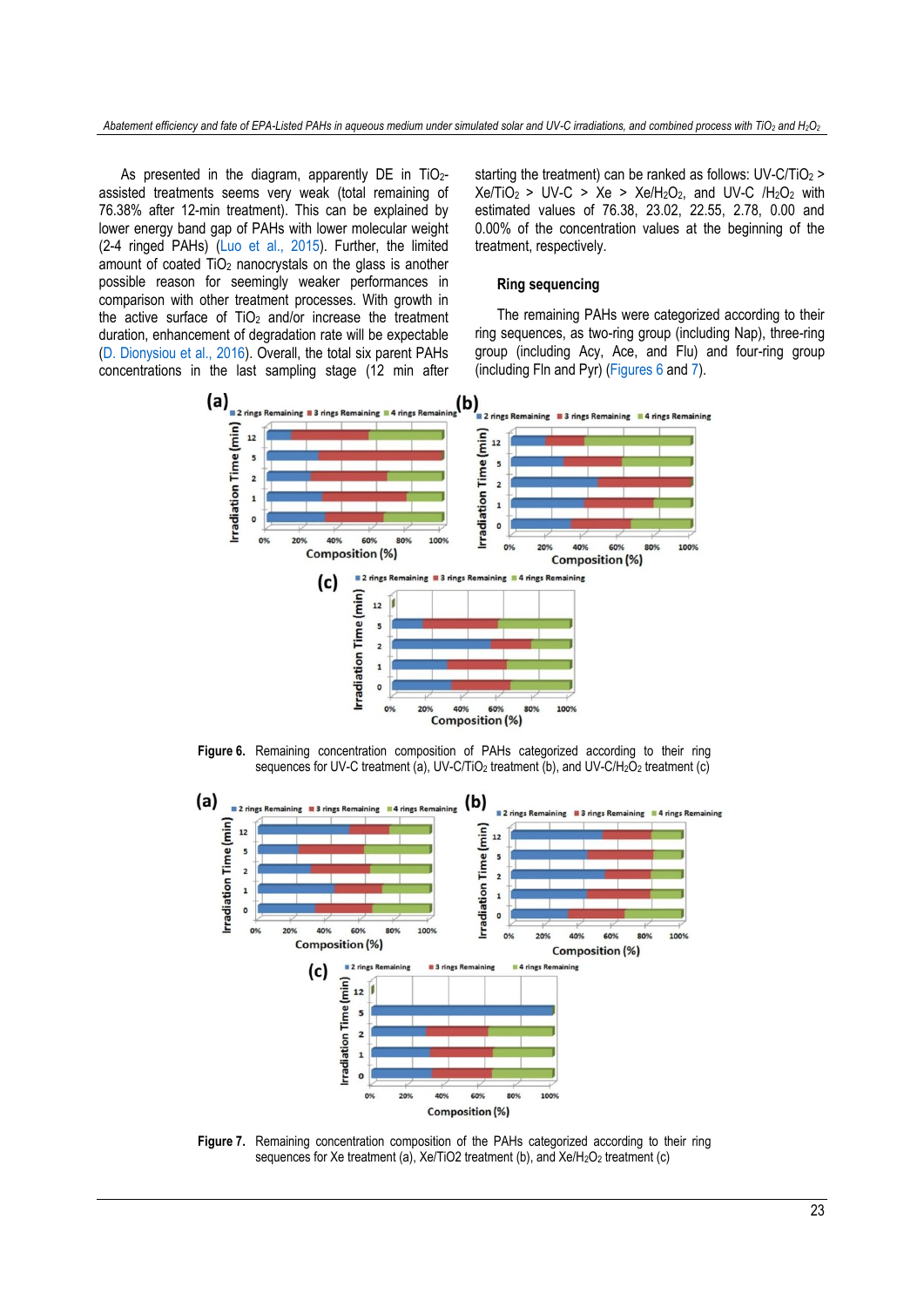As presented in the diagram, apparently DE in $TiO_2$-assisted treatments seems very weak (total remaining of 76.38% after 12-min treatment). This can be explained by lower energy band gap of PAHs with lower molecular weight (2-4 ringed PAHs) (Luo et al., 2015). Further, the limited amount of coated $TiO_2$ nanocrystals on the glass is another possible reason for seemingly weaker performances in comparison with other treatment processes. With growth in the active surface of $TiO_2$ and/or increase the treatment duration, enhancement of degradation rate will be expectable (D. Dionysiou et al., 2016). Overall, the total six parent PAHs concentrations in the last sampling stage (12 min after starting the treatment) can be ranked as follows: UV-C/$TiO_2$ > Xe/$TiO_2$ > UV-C > Xe > Xe/$H_2O_2$, and UV-C /$H_2O_2$ with estimated values of 76.38, 23.02, 22.55, 2.78, 0.00 and 0.00% of the concentration values at the beginning of the treatment, respectively.

### Ring sequencing

The remaining PAHs were categorized according to their ring sequences, as two-ring group (including Nap), three-ring group (including Acy, Ace, and Flu) and four-ring group (including Fln and Pyr) (Figures 6 and 7).

**Figure 6.** Remaining concentration composition of PAHs categorized according to their ring sequences for UV-C treatment (a), UV-C/$TiO_2$ treatment (b), and UV-C/$H_2O_2$ treatment (c)

**Figure 7.** Remaining concentration composition of the PAHs categorized according to their ring sequences for Xe treatment (a), Xe/TiO2 treatment (b), and Xe/$H_2O_2$ treatment (c)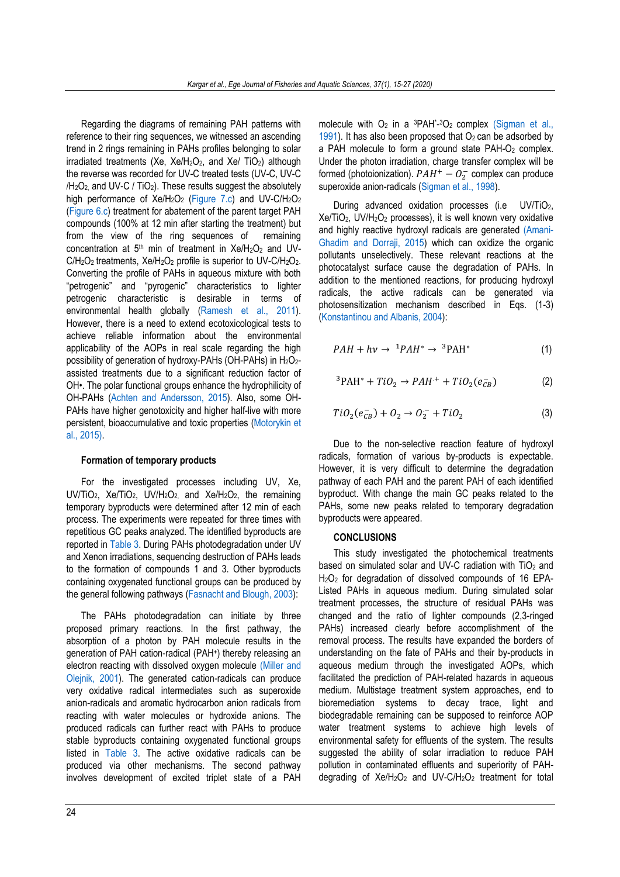Regarding the diagrams of remaining PAH patterns with reference to their ring sequences, we witnessed an ascending trend in 2 rings remaining in PAHs profiles belonging to solar irradiated treatments (Xe, Xe/$H_2O_2$, and Xe/ $TiO_2$) although the reverse was recorded for UV-C treated tests (UV-C, UV-C /$H_2O_2$, and UV-C / $TiO_2$). These results suggest the absolutely high performance of Xe/$H_2O_2$ (Figure 7.c) and UV-C/$H_2O_2$ (Figure 6.c) treatment for abatement of the parent target PAH compounds (100% at 12 min after starting the treatment) but from the view of the ring sequences of remaining concentration at 5th min of treatment in Xe/$H_2O_2$ and UV-C/$H_2O_2$ treatments, Xe/$H_2O_2$ profile is superior to UV-C/$H_2O_2$. Converting the profile of PAHs in aqueous mixture with both "petrogenic" and "pyrogenic" characteristics to lighter petrogenic characteristic is desirable in terms of environmental health globally (Ramesh et al., 2011). However, there is a need to extend ecotoxicological tests to achieve reliable information about the environmental applicability of the AOPs in real scale regarding the high possibility of generation of hydroxy-PAHs (OH-PAHs) in $H_2O_2$-assisted treatments due to a significant reduction factor of OH•. The polar functional groups enhance the hydrophilicity of OH-PAHs (Achten and Andersson, 2015). Also, some OH-PAHs have higher genotoxicity and higher half-live with more persistent, bioaccumulative and toxic properties (Motorykin et al., 2015).

### Formation of temporary products

For the investigated processes including UV, Xe, UV/$TiO_2$, Xe/$TiO_2$, UV/$H_2O_2$, and Xe/$H_2O_2$, the remaining temporary byproducts were determined after 12 min of each process. The experiments were repeated for three times with repetitious GC peaks analyzed. The identified byproducts are reported in Table 3. During PAHs photodegradation under UV and Xenon irradiations, sequencing destruction of PAHs leads to the formation of compounds 1 and 3. Other byproducts containing oxygenated functional groups can be produced by the general following pathways (Fasnacht and Blough, 2003):

The PAHs photodegradation can initiate by three proposed primary reactions. In the first pathway, the absorption of a photon by PAH molecule results in the generation of PAH cation-radical ($PAH^+$) thereby releasing an electron reacting with dissolved oxygen molecule (Miller and Olejnik, 2001). The generated cation-radicals can produce very oxidative radical intermediates such as superoxide anion-radicals and aromatic hydrocarbon anion radicals from reacting with water molecules or hydroxide anions. The produced radicals can further react with PAHs to produce stable byproducts containing oxygenated functional groups listed in Table 3. The active oxidative radicals can be produced via other mechanisms. The second pathway involves development of excited triplet state of a PAH molecule with $O_2$ in a $^3PAH^*$-$^3O_2$ complex (Sigman et al., 1991). It has also been proposed that $O_2$ can be adsorbed by a PAH molecule to form a ground state PAH-$O_2$ complex. Under the photon irradiation, charge transfer complex will be formed (photoionization). $PAH^+ - O_2^-$ complex can produce superoxide anion-radicals (Sigman et al., 1998).

During advanced oxidation processes (i.e UV/$TiO_2$, Xe/$TiO_2$, UV/$H_2O_2$ processes), it is well known very oxidative and highly reactive hydroxyl radicals are generated (Amani-Ghadim and Dorraji, 2015) which can oxidize the organic pollutants unselectively. These relevant reactions at the photocatalyst surface cause the degradation of PAHs. In addition to the mentioned reactions, for producing hydroxyl radicals, the active radicals can be generated via photosensitization mechanism described in Eqs. (1-3) (Konstantinou and Albanis, 2004):

$$PAH + h\nu \rightarrow {}^1PAH^* \rightarrow {}^3\text{PAH}^* \tag{1}$$

$${}^3\text{PAH}^* + TiO_2 \rightarrow PAH^{\cdot+} + TiO_2(e^-_{CB}) \tag{2}$$

$$TiO_2(e^-_{CB}) + O_2 \rightarrow O_2^- + TiO_2 \tag{3}$$

Due to the non-selective reaction feature of hydroxyl radicals, formation of various by-products is expectable. However, it is very difficult to determine the degradation pathway of each PAH and the parent PAH of each identified byproduct. With change the main GC peaks related to the PAHs, some new peaks related to temporary degradation byproducts were appeared.

## CONCLUSIONS

This study investigated the photochemical treatments based on simulated solar and UV-C radiation with $TiO_2$ and $H_2O_2$ for degradation of dissolved compounds of 16 EPA-Listed PAHs in aqueous medium. During simulated solar treatment processes, the structure of residual PAHs was changed and the ratio of lighter compounds (2,3-ringed PAHs) increased clearly before accomplishment of the removal process. The results have expanded the borders of understanding on the fate of PAHs and their by-products in aqueous medium through the investigated AOPs, which facilitated the prediction of PAH-related hazards in aqueous medium. Multistage treatment system approaches, end to bioremediation systems to decay trace, light and biodegradable remaining can be supposed to reinforce AOP water treatment systems to achieve high levels of environmental safety for effluents of the system. The results suggested the ability of solar irradiation to reduce PAH pollution in contaminated effluents and superiority of PAH-degrading of Xe/$H_2O_2$ and UV-C/$H_2O_2$ treatment for total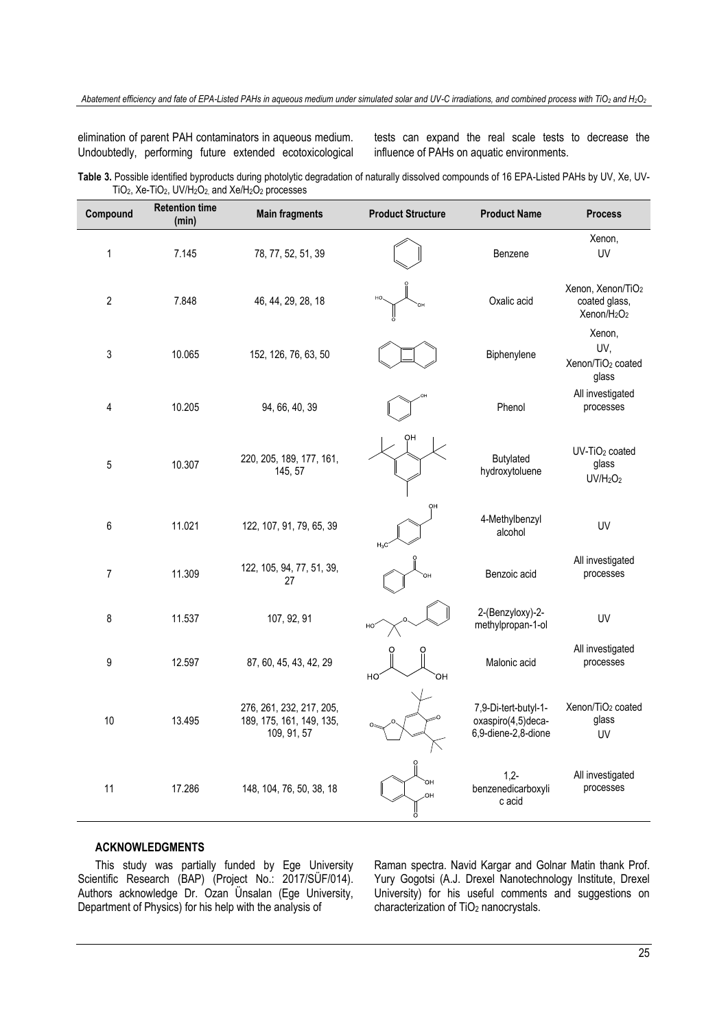elimination of parent PAH contaminators in aqueous medium. Undoubtedly, performing future extended ecotoxicological tests can expand the real scale tests to decrease the influence of PAHs on aquatic environments.

**Table 3.** Possible identified byproducts during photolytic degradation of naturally dissolved compounds of 16 EPA-Listed PAHs by UV, Xe, UV-$TiO_2$, Xe-$TiO_2$, UV/$H_2O_2$ and Xe/$H_2O_2$ processes

| Compound | Retention time (min) | Main fragments | Product Structure | Product Name | Process |
|---|---|---|---|---|---|
| 1 | 7.145 | 78, 77, 52, 51, 39 | | Benzene | Xenon, UV |
| 2 | 7.848 | 46, 44, 29, 28, 18 | | Oxalic acid | Xenon, Xenon/$TiO_2$ coated glass, Xenon/$H_2O_2$ |
| 3 | 10.065 | 152, 126, 76, 63, 50 | | Biphenylene | Xenon, UV, Xenon/$TiO_2$ coated glass |
| 4 | 10.205 | 94, 66, 40, 39 | | Phenol | All investigated processes |
| 5 | 10.307 | 220, 205, 189, 177, 161, 145, 57 | | Butylated hydroxytoluene | UV-$TiO_2$ coated glass UV/$H_2O_2$ |
| 6 | 11.021 | 122, 107, 91, 79, 65, 39 | | 4-Methylbenzyl alcohol | UV |
| 7 | 11.309 | 122, 105, 94, 77, 51, 39, 27 | | Benzoic acid | All investigated processes |
| 8 | 11.537 | 107, 92, 91 | | 2-(Benzyloxy)-2-methylpropan-1-ol | UV |
| 9 | 12.597 | 87, 60, 45, 43, 42, 29 | | Malonic acid | All investigated processes |
| 10 | 13.495 | 276, 261, 232, 217, 205, 189, 175, 161, 149, 135, 109, 91, 57 | | 7,9-Di-tert-butyl-1-oxaspiro(4,5)deca-6,9-diene-2,8-dione | Xenon/$TiO_2$ coated glass UV |
| 11 | 17.286 | 148, 104, 76, 50, 38, 18 | | 1,2-benzenedicarboxylic acid | All investigated processes |

## ACKNOWLEDGMENTS

This study was partially funded by Ege University Scientific Research (BAP) (Project No.: 2017/SÜF/014). Authors acknowledge Dr. Ozan Ünsalan (Ege University, Department of Physics) for his help with the analysis of Raman spectra. Navid Kargar and Golnar Matin thank Prof. Yury Gogotsi (A.J. Drexel Nanotechnology Institute, Drexel University) for his useful comments and suggestions on characterization of $TiO_2$ nanocrystals.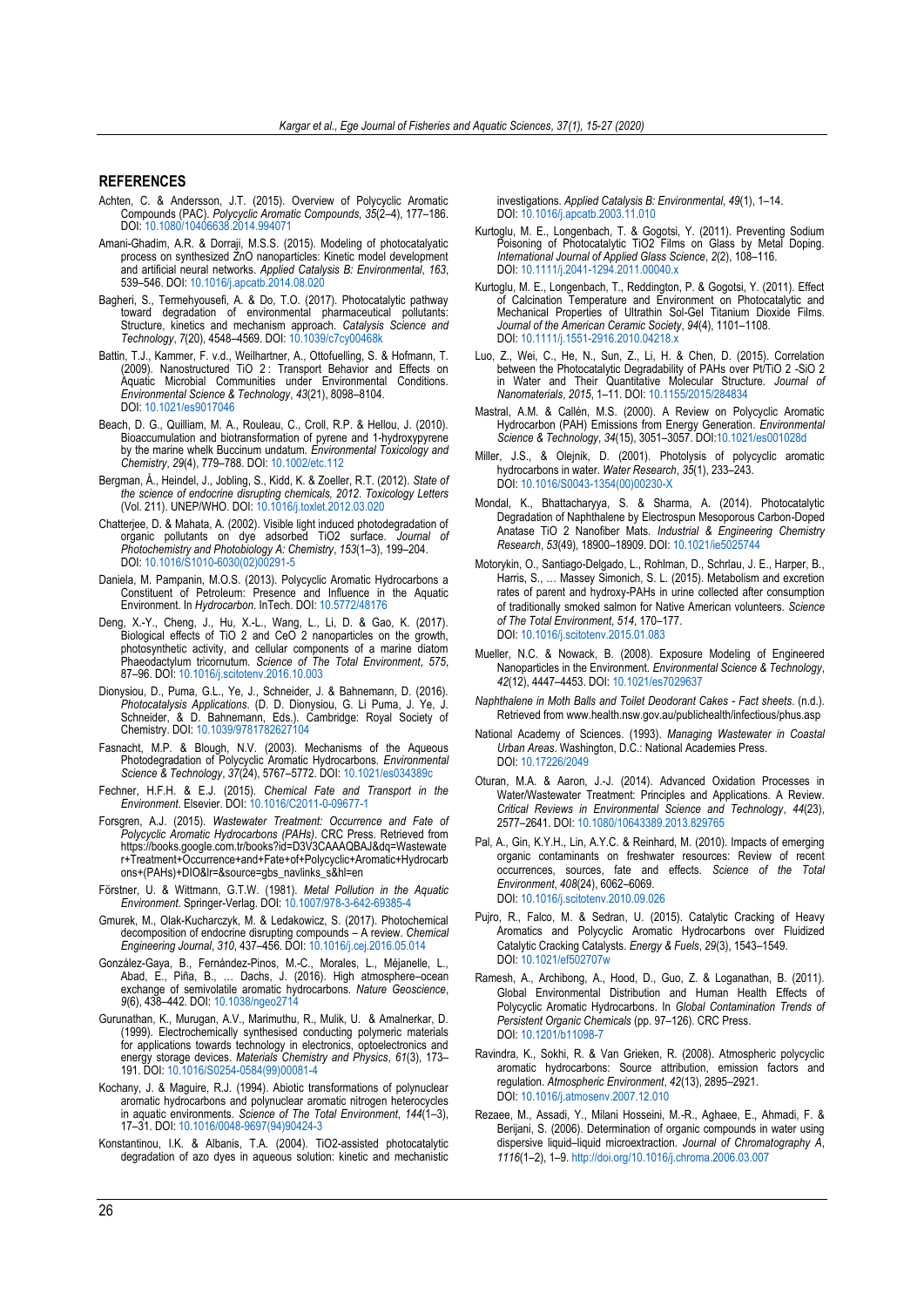## REFERENCES

Achten, C. & Andersson, J.T. (2015). Overview of Polycyclic Aromatic Compounds (PAC). *Polycyclic Aromatic Compounds*, *35*(2–4), 177–186. DOI: 10.1080/10406638.2014.994071

Amani-Ghadim, A.R. & Dorraji, M.S.S. (2015). Modeling of photocatalytic process on synthesized ZnO nanoparticles: Kinetic model development and artificial neural networks. *Applied Catalysis B: Environmental*, *163*, 539–546. DOI: 10.1016/j.apcatb.2014.08.020

Bagheri, S., Termehyousefi, A. & Do, T.O. (2017). Photocatalytic pathway toward degradation of environmental pharmaceutical pollutants: Structure, kinetics and mechanism approach. *Catalysis Science and Technology*, *7*(20), 4548–4569. DOI: 10.1039/c7cy00468k

Battin, T.J., Kammer, F. v.d., Weilhartner, A., Ottofuelling, S. & Hofmann, T. (2009). Nanostructured TiO 2 : Transport Behavior and Effects on Aquatic Microbial Communities under Environmental Conditions. *Environmental Science & Technology*, *43*(21), 8098–8104. DOI: 10.1021/es9017046

Beach, D. G., Quilliam, M. A., Rouleau, C., Croll, R.P. & Hellou, J. (2010). Bioaccumulation and biotransformation of pyrene and 1-hydroxypyrene by the marine whelk Buccinum undatum. *Environmental Toxicology and Chemistry*, *29*(4), 779–788. DOI: 10.1002/etc.112

Bergman, Å., Heindel, J., Jobling, S., Kidd, K. & Zoeller, R.T. (2012). *State of the science of endocrine disrupting chemicals, 2012*. *Toxicology Letters* (Vol. 211). UNEP/WHO. DOI: 10.1016/j.toxlet.2012.03.020

Chatterjee, D. & Mahata, A. (2002). Visible light induced photodegradation of organic pollutants on dye adsorbed TiO2 surface. *Journal of Photochemistry and Photobiology A: Chemistry*, *153*(1–3), 199–204. DOI: 10.1016/S1010-6030(02)00291-5

Daniela, M. Pampanin, M.O.S. (2013). Polycyclic Aromatic Hydrocarbons a Constituent of Petroleum: Presence and Influence in the Aquatic Environment. In *Hydrocarbon*. InTech. DOI: 10.5772/48176

Deng, X.-Y., Cheng, J., Hu, X.-L., Wang, L., Li, D. & Gao, K. (2017). Biological effects of TiO 2 and CeO 2 nanoparticles on the growth, photosynthetic activity, and cellular components of a marine diatom Phaeodactylum tricornutum. *Science of The Total Environment*, *575*, 87–96. DOI: 10.1016/j.scitotenv.2016.10.003

Dionysiou, D., Puma, G.L., Ye, J., Schneider, J. & Bahnemann, D. (2016). *Photocatalysis Applications*. (D. D. Dionysiou, G. Li Puma, J. Ye, J. Schneider, & D. Bahnemann, Eds.). Cambridge: Royal Society of Chemistry. DOI: 10.1039/9781782627104

Fasnacht, M.P. & Blough, N.V. (2003). Mechanisms of the Aqueous Photodegradation of Polycyclic Aromatic Hydrocarbons. *Environmental Science & Technology*, *37*(24), 5767–5772. DOI: 10.1021/es034389c

Fechner, H.F.H. & E.J. (2015). *Chemical Fate and Transport in the Environment*. Elsevier. DOI: 10.1016/C2011-0-09677-1

Forsgren, A.J. (2015). *Wastewater Treatment: Occurrence and Fate of Polycyclic Aromatic Hydrocarbons (PAHs)*. CRC Press. Retrieved from https://books.google.com.tr/books?id=D3V3CAAAQBAJ&dq=Wastewater+Treatment+Occurrence+and+Fate+of+Polycyclic+Aromatic+Hydrocarbons+(PAHs)+DIO&lr=&source=gbs_navlinks_s&hl=en

Förstner, U. & Wittmann, G.T.W. (1981). *Metal Pollution in the Aquatic Environment*. Springer-Verlag. DOI: 10.1007/978-3-642-69385-4

Gmurek, M., Olak-Kucharczyk, M. & Ledakowicz, S. (2017). Photochemical decomposition of endocrine disrupting compounds – A review. *Chemical Engineering Journal*, *310*, 437–456. DOI: 10.1016/j.cej.2016.05.014

González-Gaya, B., Fernández-Pinos, M.-C., Morales, L., Méjanelle, L., Abad, E., Piña, B., … Dachs, J. (2016). High atmosphere–ocean exchange of semivolatile aromatic hydrocarbons. *Nature Geoscience*, *9*(6), 438–442. DOI: 10.1038/ngeo2714

Gurunathan, K., Murugan, A.V., Marimuthu, R., Mulik, U. & Amalnerkar, D. (1999). Electrochemically synthesised conducting polymeric materials for applications towards technology in electronics, optoelectronics and energy storage devices. *Materials Chemistry and Physics*, *61*(3), 173–191. DOI: 10.1016/S0254-0584(99)00081-4

Kochany, J. & Maguire, R.J. (1994). Abiotic transformations of polynuclear aromatic hydrocarbons and polynuclear aromatic nitrogen heterocycles in aquatic environments. *Science of The Total Environment*, *144*(1–3), 17–31. DOI: 10.1016/0048-9697(94)90424-3

Konstantinou, I.K. & Albanis, T.A. (2004). TiO2-assisted photocatalytic degradation of azo dyes in aqueous solution: kinetic and mechanistic investigations. *Applied Catalysis B: Environmental*, *49*(1), 1–14. DOI: 10.1016/j.apcatb.2003.11.010

Kurtoglu, M. E., Longenbach, T. & Gogotsi, Y. (2011). Preventing Sodium Poisoning of Photocatalytic TiO2 Films on Glass by Metal Doping. *International Journal of Applied Glass Science*, *2*(2), 108–116. DOI: 10.1111/j.2041-1294.2011.00040.x

Kurtoglu, M. E., Longenbach, T., Reddington, P. & Gogotsi, Y. (2011). Effect of Calcination Temperature and Environment on Photocatalytic and Mechanical Properties of Ultrathin Sol-Gel Titanium Dioxide Films. *Journal of the American Ceramic Society*, *94*(4), 1101–1108. DOI: 10.1111/j.1551-2916.2010.04218.x

Luo, Z., Wei, C., He, N., Sun, Z., Li, H. & Chen, D. (2015). Correlation between the Photocatalytic Degradability of PAHs over Pt/TiO 2 -SiO 2 in Water and Their Quantitative Molecular Structure. *Journal of Nanomaterials*, *2015*, 1–11. DOI: 10.1155/2015/284834

Mastral, A.M. & Callén, M.S. (2000). A Review on Polycyclic Aromatic Hydrocarbon (PAH) Emissions from Energy Generation. *Environmental Science & Technology*, *34*(15), 3051–3057. DOI:10.1021/es001028d

Miller, J.S., & Olejnik, D. (2001). Photolysis of polycyclic aromatic hydrocarbons in water. *Water Research*, *35*(1), 233–243. DOI: 10.1016/S0043-1354(00)00230-X

Mondal, K., Bhattacharyya, S. & Sharma, A. (2014). Photocatalytic Degradation of Naphthalene by Electrospun Mesoporous Carbon-Doped Anatase TiO 2 Nanofiber Mats. *Industrial & Engineering Chemistry Research*, *53*(49), 18900–18909. DOI: 10.1021/ie5025744

Motorykin, O., Santiago-Delgado, L., Rohlman, D., Schrlau, J. E., Harper, B., Harris, S., … Massey Simonich, S. L. (2015). Metabolism and excretion rates of parent and hydroxy-PAHs in urine collected after consumption of traditionally smoked salmon for Native American volunteers. *Science of The Total Environment*, *514*(1), 170–177. DOI: 10.1016/j.scitotenv.2015.01.083

Mueller, N.C. & Nowack, B. (2008). Exposure Modeling of Engineered Nanoparticles in the Environment. *Environmental Science & Technology*, *42*(12), 4447–4453. DOI: 10.1021/es7029637

*Naphthalene in Moth Balls and Toilet Deodorant Cakes - Fact sheets*. (n.d.). Retrieved from www.health.nsw.gov.au/publichealth/infectious/phus.asp

National Academy of Sciences. (1993). *Managing Wastewater in Coastal Urban Areas*. Washington, D.C.: National Academies Press. DOI: 10.17226/2049

Oturan, M.A. & Aaron, J.-J. (2014). Advanced Oxidation Processes in Water/Wastewater Treatment: Principles and Applications. A Review. *Critical Reviews in Environmental Science and Technology*, *44*(23), 2577–2641. DOI: 10.1080/10643389.2013.829765

Pal, A., Gin, K.Y.H., Lin, A.Y.C. & Reinhard, M. (2010). Impacts of emerging organic contaminants on freshwater resources: Review of recent occurrences, sources, fate and effects. *Science of the Total Environment*, *408*(24), 6062–6069. DOI: 10.1016/j.scitotenv.2010.09.026

Pujro, R., Falco, M. & Sedran, U. (2015). Catalytic Cracking of Heavy Aromatics and Polycyclic Aromatic Hydrocarbons over Fluidized Catalytic Cracking Catalysts. *Energy & Fuels*, *29*(3), 1543–1549. DOI: 10.1021/ef502707w

Ramesh, A., Archibong, A., Hood, D., Guo, Z. & Loganathan, B. (2011). Global Environmental Distribution and Human Health Effects of Polycyclic Aromatic Hydrocarbons. In *Global Contamination Trends of Persistent Organic Chemicals* (pp. 97–126). CRC Press. DOI: 10.1201/b11098-7

Ravindra, K., Sokhi, R. & Van Grieken, R. (2008). Atmospheric polycyclic aromatic hydrocarbons: Source attribution, emission factors and regulation. *Atmospheric Environment*, *42*(13), 2895–2921. DOI: 10.1016/j.atmosenv.2007.12.010

Rezaee, M., Assadi, Y., Milani Hosseini, M.-R., Aghaee, E., Ahmadi, F. & Berijani, S. (2006). Determination of organic compounds in water using dispersive liquid–liquid microextraction. *Journal of Chromatography A*, *1116*(1–2), 1–9. http://doi.org/10.1016/j.chroma.2006.03.007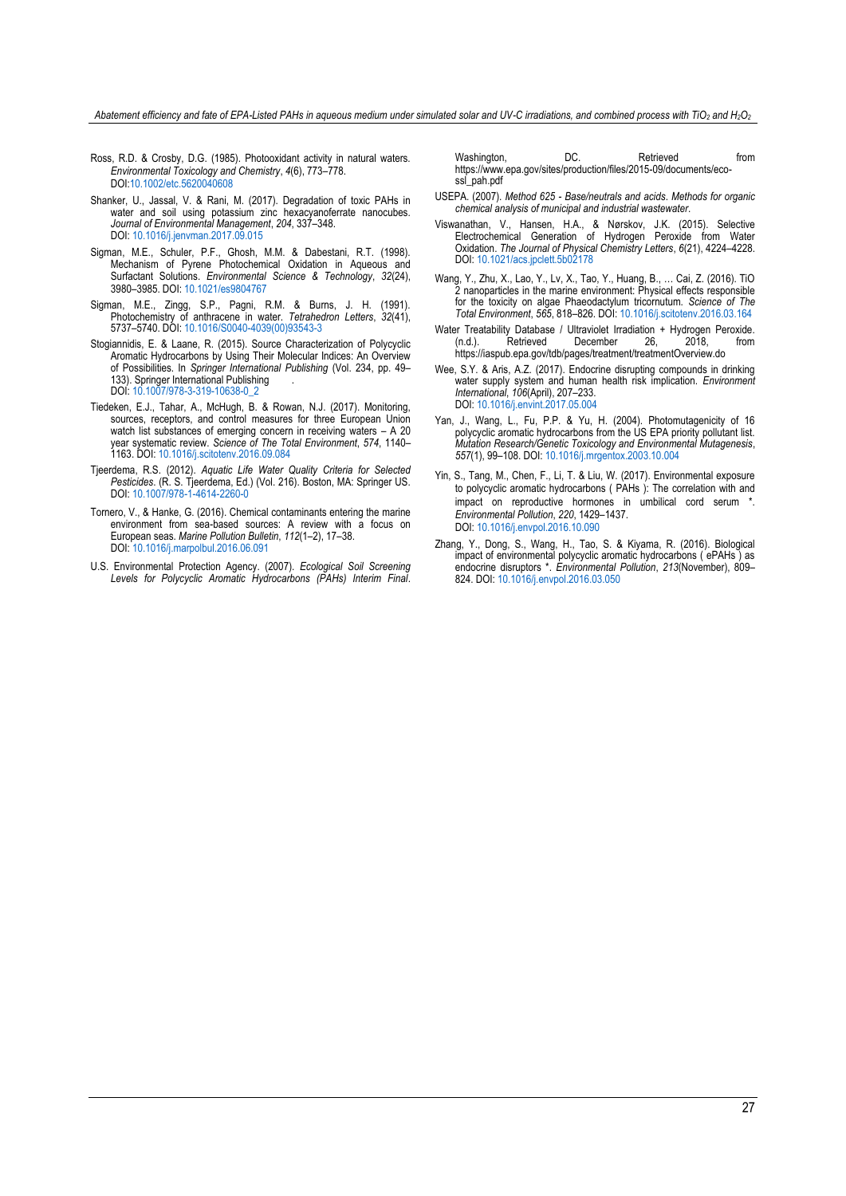Ross, R.D. & Crosby, D.G. (1985). Photooxidant activity in natural waters. *Environmental Toxicology and Chemistry*, *4*(6), 773–778. DOI:10.1002/etc.5620040608

Shanker, U., Jassal, V. & Rani, M. (2017). Degradation of toxic PAHs in water and soil using potassium zinc hexacyanoferrate nanocubes. *Journal of Environmental Management*, *204*, 337–348. DOI: 10.1016/j.jenvman.2017.09.015

Sigman, M.E., Schuler, P.F., Ghosh, M.M. & Dabestani, R.T. (1998). Mechanism of Pyrene Photochemical Oxidation in Aqueous and Surfactant Solutions. *Environmental Science & Technology*, *32*(24), 3980–3985. DOI: 10.1021/es9804767

Sigman, M.E., Zingg, S.P., Pagni, R.M. & Burns, J. H. (1991). Photochemistry of anthracene in water. *Tetrahedron Letters*, *32*(41), 5737–5740. DOI: 10.1016/S0040-4039(00)93543-3

Stogiannidis, E. & Laane, R. (2015). Source Characterization of Polycyclic Aromatic Hydrocarbons by Using Their Molecular Indices: An Overview of Possibilities. In *Springer International Publishing* (Vol. 234, pp. 49–133). Springer International Publishing . DOI: 10.1007/978-3-319-10638-0_2

Tiedeken, E.J., Tahar, A., McHugh, B. & Rowan, N.J. (2017). Monitoring, sources, receptors, and control measures for three European Union watch list substances of emerging concern in receiving waters – A 20 year systematic review. *Science of The Total Environment*, *574*, 1140–1163. DOI: 10.1016/j.scitotenv.2016.09.084

Tjeerdema, R.S. (2012). *Aquatic Life Water Quality Criteria for Selected Pesticides*. (R. S. Tjeerdema, Ed.) (Vol. 216). Boston, MA: Springer US. DOI: 10.1007/978-1-4614-2260-0

Tornero, V., & Hanke, G. (2016). Chemical contaminants entering the marine environment from sea-based sources: A review with a focus on European seas. *Marine Pollution Bulletin*, *112*(1–2), 17–38. DOI: 10.1016/j.marpolbul.2016.06.091

U.S. Environmental Protection Agency. (2007). *Ecological Soil Screening Levels for Polycyclic Aromatic Hydrocarbons (PAHs) Interim Final*. Washington, DC. Retrieved from https://www.epa.gov/sites/production/files/2015-09/documents/eco-ssl_pah.pdf

USEPA. (2007). *Method 625 - Base/neutrals and acids*. *Methods for organic chemical analysis of municipal and industrial wastewater*.

Viswanathan, V., Hansen, H.A., & Nørskov, J.K. (2015). Selective Electrochemical Generation of Hydrogen Peroxide from Water Oxidation. *The Journal of Physical Chemistry Letters*, *6*(21), 4224–4228. DOI: 10.1021/acs.jpclett.5b02178

Wang, Y., Zhu, X., Lao, Y., Lv, X., Tao, Y., Huang, B., … Cai, Z. (2016). TiO 2 nanoparticles in the marine environment: Physical effects responsible for the toxicity on algae Phaeodactylum tricornutum. *Science of The Total Environment*, *565*, 818–826. DOI: 10.1016/j.scitotenv.2016.03.164

Water Treatability Database / Ultraviolet Irradiation + Hydrogen Peroxide. (n.d.). Retrieved December 26, 2018, from https://iaspub.epa.gov/tdb/pages/treatment/treatmentOverview.do

Wee, S.Y. & Aris, A.Z. (2017). Endocrine disrupting compounds in drinking water supply system and human health risk implication. *Environment International*, *106*(April), 207–233. DOI: 10.1016/j.envint.2017.05.004

Yan, J., Wang, L., Fu, P.P. & Yu, H. (2004). Photomutagenicity of 16 polycyclic aromatic hydrocarbons from the US EPA priority pollutant list. *Mutation Research/Genetic Toxicology and Environmental Mutagenesis*, *557*(1), 99–108. DOI: 10.1016/j.mrgentox.2003.10.004

Yin, S., Tang, M., Chen, F., Li, T. & Liu, W. (2017). Environmental exposure to polycyclic aromatic hydrocarbons ( PAHs ): The correlation with and impact on reproductive hormones in umbilical cord serum *. *Environmental Pollution*, *220*, 1429–1437. DOI: 10.1016/j.envpol.2016.10.090

Zhang, Y., Dong, S., Wang, H., Tao, S. & Kiyama, R. (2016). Biological impact of environmental polycyclic aromatic hydrocarbons ( ePAHs ) as endocrine disruptors *. *Environmental Pollution*, *213*(November), 809–824. DOI: 10.1016/j.envpol.2016.03.050